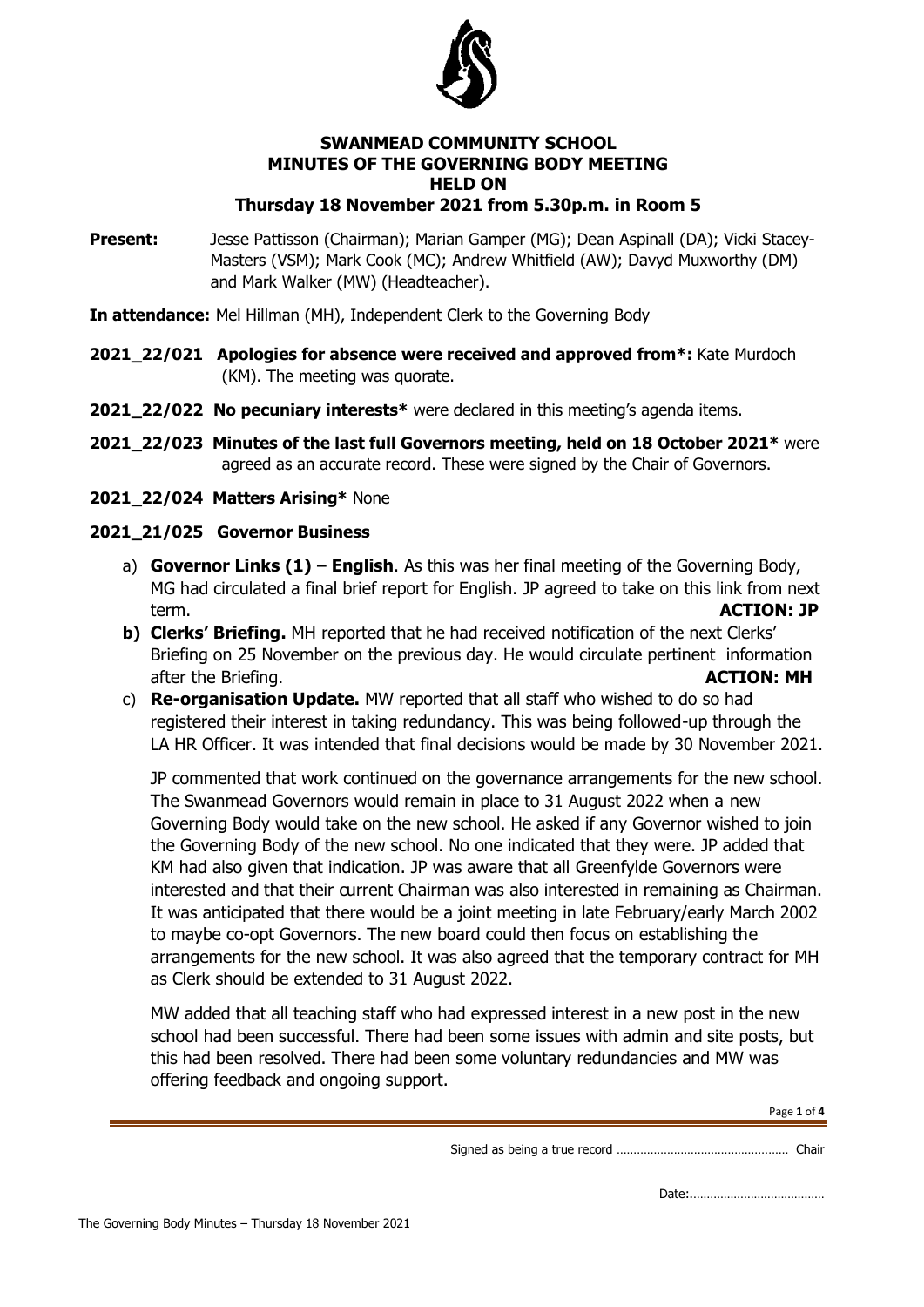# SWANMEAD COMMUNITY SCHOOL
## MINUTES OF THE GOVERNING BODY MEETING
## HELD ON
## Thursday 18 November 2021 from 5.30p.m. in Room 5

**Present:** Jesse Pattisson (Chairman); Marian Gamper (MG); Dean Aspinall (DA); Vicki Stacey-Masters (VSM); Mark Cook (MC); Andrew Whitfield (AW); Davyd Muxworthy (DM) and Mark Walker (MW) (Headteacher).

**In attendance:** Mel Hillman (MH), Independent Clerk to the Governing Body

**2021_22/021 Apologies for absence were received and approved from*:** Kate Murdoch (KM). The meeting was quorate.

**2021_22/022 No pecuniary interests*** were declared in this meeting's agenda items.

**2021_22/023 Minutes of the last full Governors meeting, held on 18 October 2021*** were agreed as an accurate record. These were signed by the Chair of Governors.

**2021_22/024 Matters Arising*** None

**2021_21/025 Governor Business**

a) **Governor Links (1)** – **English**. As this was her final meeting of the Governing Body, MG had circulated a final brief report for English. JP agreed to take on this link from next term. **ACTION: JP**

b) **Clerks' Briefing.** MH reported that he had received notification of the next Clerks' Briefing on 25 November on the previous day. He would circulate pertinent information after the Briefing. **ACTION: MH**

c) **Re-organisation Update.** MW reported that all staff who wished to do so had registered their interest in taking redundancy. This was being followed-up through the LA HR Officer. It was intended that final decisions would be made by 30 November 2021.

JP commented that work continued on the governance arrangements for the new school. The Swanmead Governors would remain in place to 31 August 2022 when a new Governing Body would take on the new school. He asked if any Governor wished to join the Governing Body of the new school. No one indicated that they were. JP added that KM had also given that indication. JP was aware that all Greenfylde Governors were interested and that their current Chairman was also interested in remaining as Chairman. It was anticipated that there would be a joint meeting in late February/early March 2002 to maybe co-opt Governors. The new board could then focus on establishing the arrangements for the new school. It was also agreed that the temporary contract for MH as Clerk should be extended to 31 August 2022.

MW added that all teaching staff who had expressed interest in a new post in the new school had been successful. There had been some issues with admin and site posts, but this had been resolved. There had been some voluntary redundancies and MW was offering feedback and ongoing support.

Signed as being a true record ………………………………………… Chair

Date:…………………………………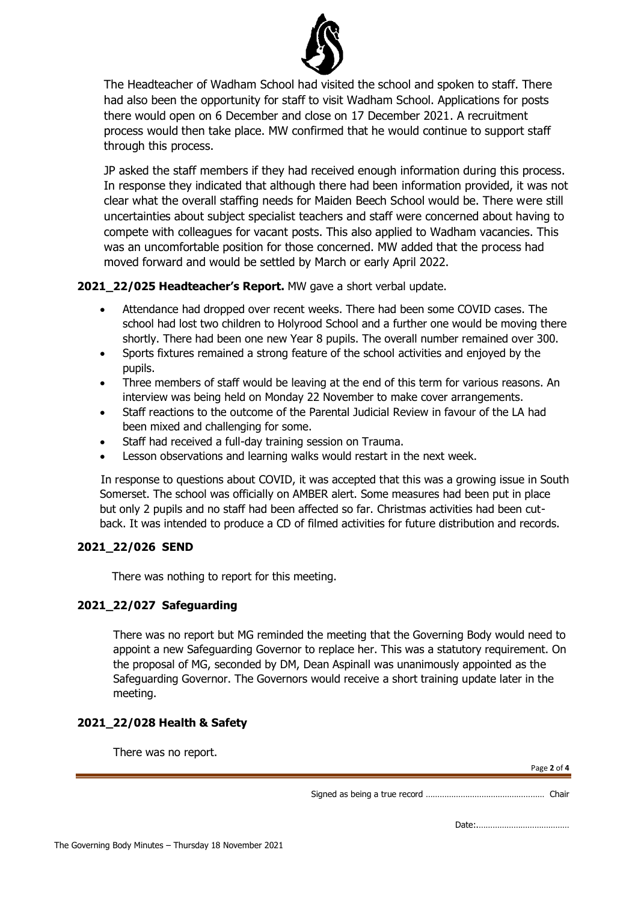The Headteacher of Wadham School had visited the school and spoken to staff. There had also been the opportunity for staff to visit Wadham School. Applications for posts there would open on 6 December and close on 17 December 2021. A recruitment process would then take place. MW confirmed that he would continue to support staff through this process.

JP asked the staff members if they had received enough information during this process. In response they indicated that although there had been information provided, it was not clear what the overall staffing needs for Maiden Beech School would be. There were still uncertainties about subject specialist teachers and staff were concerned about having to compete with colleagues for vacant posts. This also applied to Wadham vacancies. This was an uncomfortable position for those concerned. MW added that the process had moved forward and would be settled by March or early April 2022.

**2021_22/025 Headteacher's Report.** MW gave a short verbal update.

- Attendance had dropped over recent weeks. There had been some COVID cases. The school had lost two children to Holyrood School and a further one would be moving there shortly. There had been one new Year 8 pupils. The overall number remained over 300.
- Sports fixtures remained a strong feature of the school activities and enjoyed by the pupils.
- Three members of staff would be leaving at the end of this term for various reasons. An interview was being held on Monday 22 November to make cover arrangements.
- Staff reactions to the outcome of the Parental Judicial Review in favour of the LA had been mixed and challenging for some.
- Staff had received a full-day training session on Trauma.
- Lesson observations and learning walks would restart in the next week.

In response to questions about COVID, it was accepted that this was a growing issue in South Somerset. The school was officially on AMBER alert. Some measures had been put in place but only 2 pupils and no staff had been affected so far. Christmas activities had been cut-back. It was intended to produce a CD of filmed activities for future distribution and records.

## 2021_22/026 SEND

There was nothing to report for this meeting.

## 2021_22/027 Safeguarding

There was no report but MG reminded the meeting that the Governing Body would need to appoint a new Safeguarding Governor to replace her. This was a statutory requirement. On the proposal of MG, seconded by DM, Dean Aspinall was unanimously appointed as the Safeguarding Governor. The Governors would receive a short training update later in the meeting.

## 2021_22/028 Health & Safety

There was no report.

Signed as being a true record ………………………………………… Chair

Date:…………………………………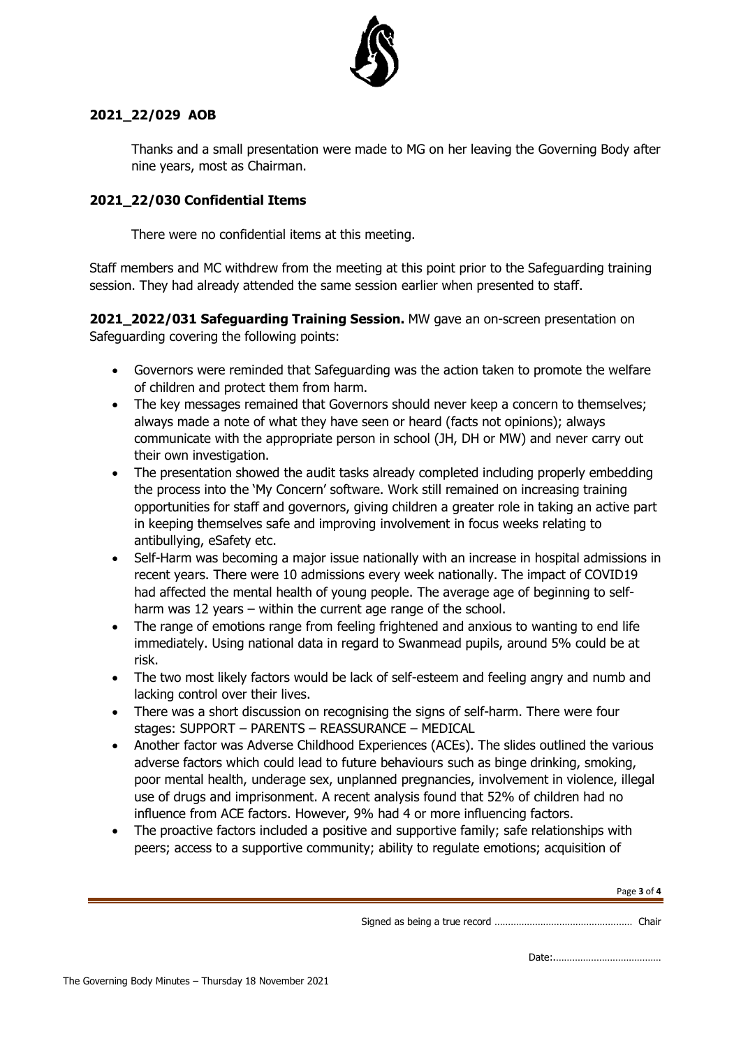**2021_22/029 AOB**

Thanks and a small presentation were made to MG on her leaving the Governing Body after nine years, most as Chairman.

**2021_22/030 Confidential Items**

There were no confidential items at this meeting.

Staff members and MC withdrew from the meeting at this point prior to the Safeguarding training session. They had already attended the same session earlier when presented to staff.

**2021_2022/031 Safeguarding Training Session.** MW gave an on-screen presentation on Safeguarding covering the following points:

- Governors were reminded that Safeguarding was the action taken to promote the welfare of children and protect them from harm.
- The key messages remained that Governors should never keep a concern to themselves; always made a note of what they have seen or heard (facts not opinions); always communicate with the appropriate person in school (JH, DH or MW) and never carry out their own investigation.
- The presentation showed the audit tasks already completed including properly embedding the process into the 'My Concern' software. Work still remained on increasing training opportunities for staff and governors, giving children a greater role in taking an active part in keeping themselves safe and improving involvement in focus weeks relating to antibullying, eSafety etc.
- Self-Harm was becoming a major issue nationally with an increase in hospital admissions in recent years. There were 10 admissions every week nationally. The impact of COVID19 had affected the mental health of young people. The average age of beginning to self-harm was 12 years – within the current age range of the school.
- The range of emotions range from feeling frightened and anxious to wanting to end life immediately. Using national data in regard to Swanmead pupils, around 5% could be at risk.
- The two most likely factors would be lack of self-esteem and feeling angry and numb and lacking control over their lives.
- There was a short discussion on recognising the signs of self-harm. There were four stages: SUPPORT – PARENTS – REASSURANCE – MEDICAL
- Another factor was Adverse Childhood Experiences (ACEs). The slides outlined the various adverse factors which could lead to future behaviours such as binge drinking, smoking, poor mental health, underage sex, unplanned pregnancies, involvement in violence, illegal use of drugs and imprisonment. A recent analysis found that 52% of children had no influence from ACE factors. However, 9% had 4 or more influencing factors.
- The proactive factors included a positive and supportive family; safe relationships with peers; access to a supportive community; ability to regulate emotions; acquisition of

Signed as being a true record ………………………………………… Chair

Date:…………………………………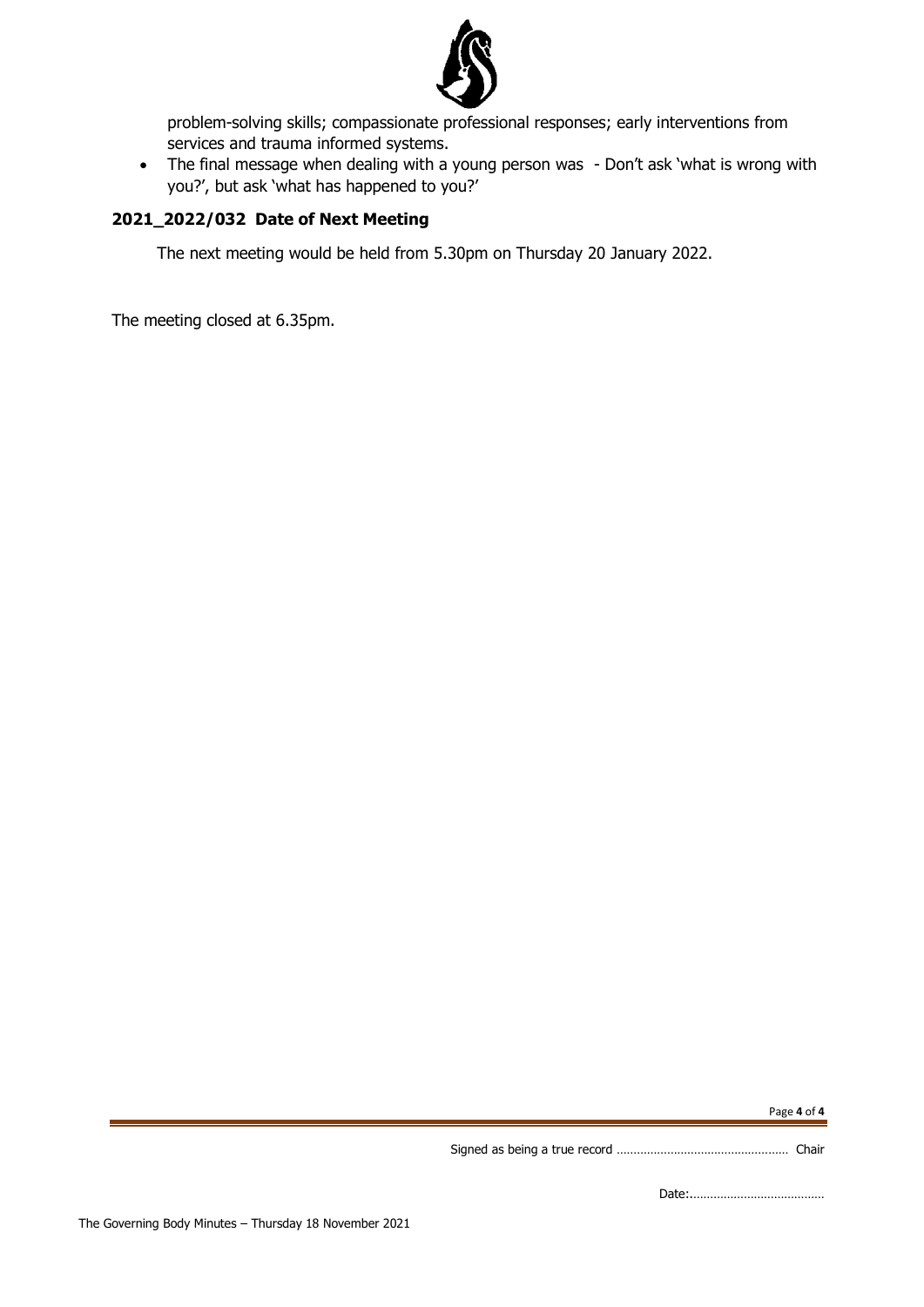problem-solving skills; compassionate professional responses; early interventions from services and trauma informed systems.

- The final message when dealing with a young person was - Don't ask 'what is wrong with you?', but ask 'what has happened to you?'

### 2021_2022/032 Date of Next Meeting

The next meeting would be held from 5.30pm on Thursday 20 January 2022.

The meeting closed at 6.35pm.

Signed as being a true record …………………………………………… Chair

Date:…………………………………